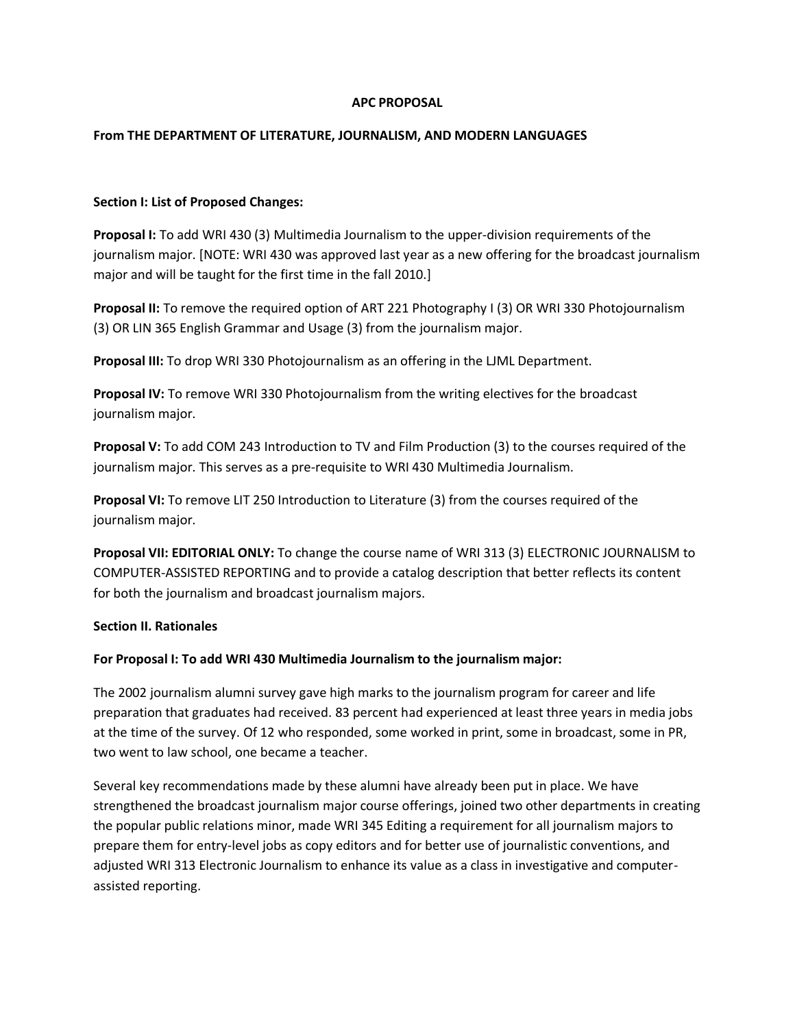**APC PROPOSAL**

**From THE DEPARTMENT OF LITERATURE, JOURNALISM, AND MODERN LANGUAGES**

**Section I: List of Proposed Changes:**

**Proposal I:** To add WRI 430 (3) Multimedia Journalism to the upper-division requirements of the journalism major. [NOTE: WRI 430 was approved last year as a new offering for the broadcast journalism major and will be taught for the first time in the fall 2010.]

**Proposal II:** To remove the required option of ART 221 Photography I (3) OR WRI 330 Photojournalism (3) OR LIN 365 English Grammar and Usage (3) from the journalism major.

**Proposal III:** To drop WRI 330 Photojournalism as an offering in the LJML Department.

**Proposal IV:** To remove WRI 330 Photojournalism from the writing electives for the broadcast journalism major.

**Proposal V:** To add COM 243 Introduction to TV and Film Production (3) to the courses required of the journalism major. This serves as a pre-requisite to WRI 430 Multimedia Journalism.

**Proposal VI:** To remove LIT 250 Introduction to Literature (3) from the courses required of the journalism major.

**Proposal VII: EDITORIAL ONLY:** To change the course name of WRI 313 (3) ELECTRONIC JOURNALISM to COMPUTER-ASSISTED REPORTING and to provide a catalog description that better reflects its content for both the journalism and broadcast journalism majors.

**Section II. Rationales**

**For Proposal I: To add WRI 430 Multimedia Journalism to the journalism major:**

The 2002 journalism alumni survey gave high marks to the journalism program for career and life preparation that graduates had received. 83 percent had experienced at least three years in media jobs at the time of the survey. Of 12 who responded, some worked in print, some in broadcast, some in PR, two went to law school, one became a teacher.

Several key recommendations made by these alumni have already been put in place. We have strengthened the broadcast journalism major course offerings, joined two other departments in creating the popular public relations minor, made WRI 345 Editing a requirement for all journalism majors to prepare them for entry-level jobs as copy editors and for better use of journalistic conventions, and adjusted WRI 313 Electronic Journalism to enhance its value as a class in investigative and computer-assisted reporting.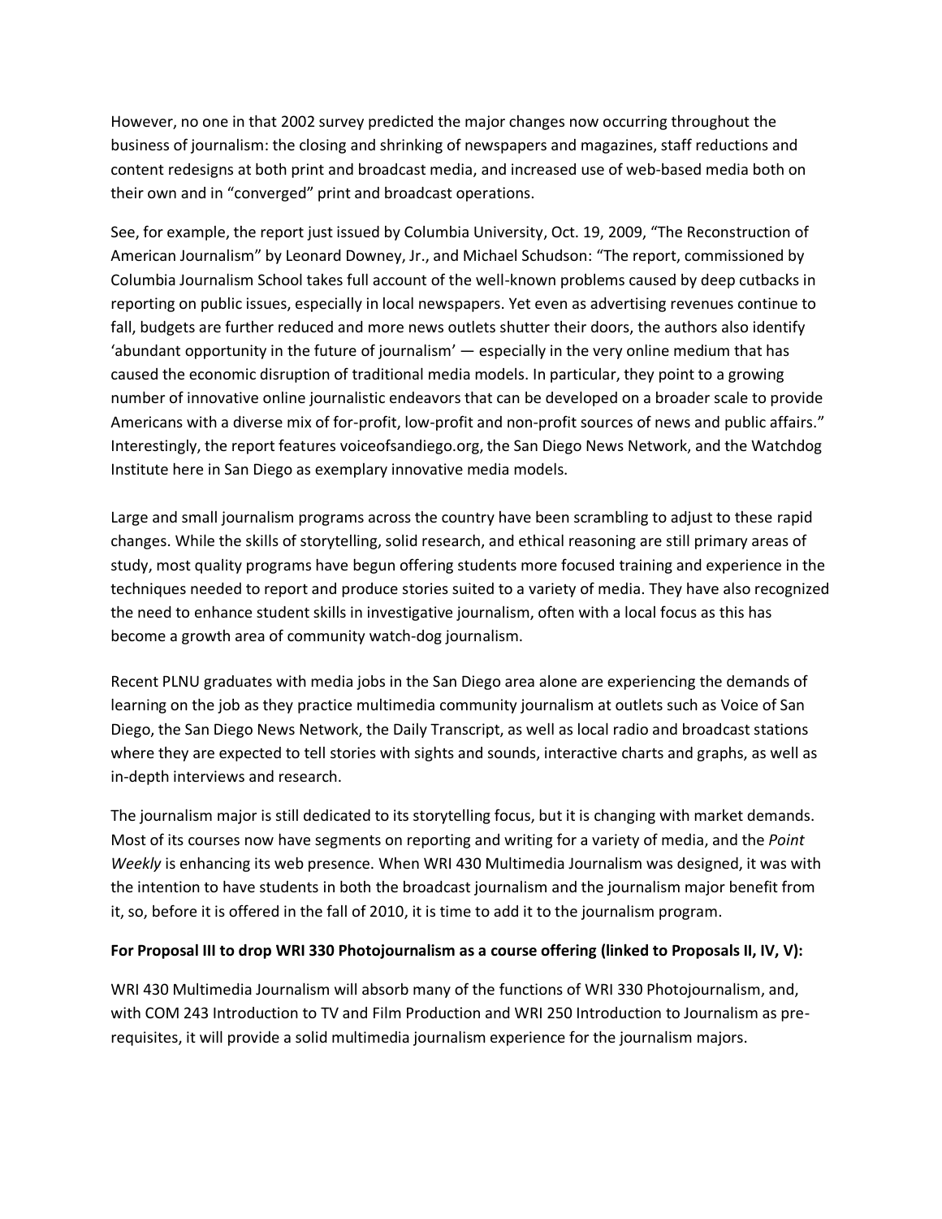However, no one in that 2002 survey predicted the major changes now occurring throughout the business of journalism: the closing and shrinking of newspapers and magazines, staff reductions and content redesigns at both print and broadcast media, and increased use of web-based media both on their own and in "converged" print and broadcast operations.

See, for example, the report just issued by Columbia University, Oct. 19, 2009, "The Reconstruction of American Journalism" by Leonard Downey, Jr., and Michael Schudson: "The report, commissioned by Columbia Journalism School takes full account of the well-known problems caused by deep cutbacks in reporting on public issues, especially in local newspapers. Yet even as advertising revenues continue to fall, budgets are further reduced and more news outlets shutter their doors, the authors also identify 'abundant opportunity in the future of journalism' — especially in the very online medium that has caused the economic disruption of traditional media models. In particular, they point to a growing number of innovative online journalistic endeavors that can be developed on a broader scale to provide Americans with a diverse mix of for-profit, low-profit and non-profit sources of news and public affairs." Interestingly, the report features voiceofsandiego.org, the San Diego News Network, and the Watchdog Institute here in San Diego as exemplary innovative media models.

Large and small journalism programs across the country have been scrambling to adjust to these rapid changes. While the skills of storytelling, solid research, and ethical reasoning are still primary areas of study, most quality programs have begun offering students more focused training and experience in the techniques needed to report and produce stories suited to a variety of media. They have also recognized the need to enhance student skills in investigative journalism, often with a local focus as this has become a growth area of community watch-dog journalism.

Recent PLNU graduates with media jobs in the San Diego area alone are experiencing the demands of learning on the job as they practice multimedia community journalism at outlets such as Voice of San Diego, the San Diego News Network, the Daily Transcript, as well as local radio and broadcast stations where they are expected to tell stories with sights and sounds, interactive charts and graphs, as well as in-depth interviews and research.

The journalism major is still dedicated to its storytelling focus, but it is changing with market demands. Most of its courses now have segments on reporting and writing for a variety of media, and the *Point Weekly* is enhancing its web presence. When WRI 430 Multimedia Journalism was designed, it was with the intention to have students in both the broadcast journalism and the journalism major benefit from it, so, before it is offered in the fall of 2010, it is time to add it to the journalism program.

**For Proposal III to drop WRI 330 Photojournalism as a course offering (linked to Proposals II, IV, V):**

WRI 430 Multimedia Journalism will absorb many of the functions of WRI 330 Photojournalism, and, with COM 243 Introduction to TV and Film Production and WRI 250 Introduction to Journalism as pre-requisites, it will provide a solid multimedia journalism experience for the journalism majors.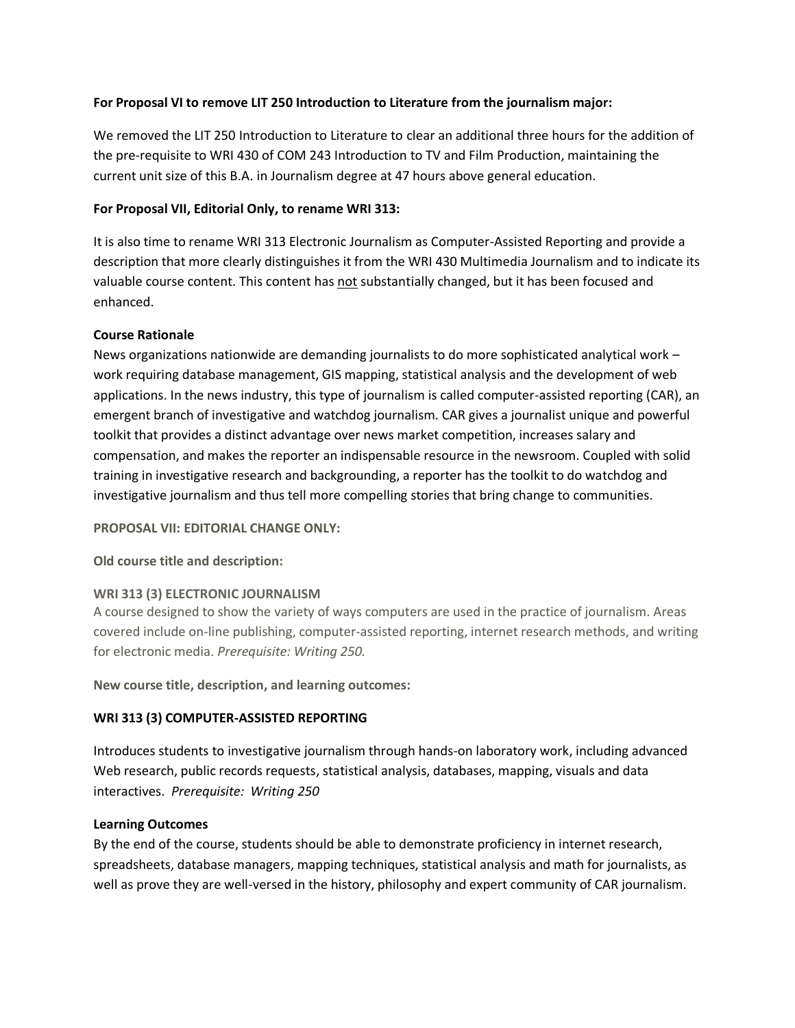**For Proposal VI to remove LIT 250 Introduction to Literature from the journalism major:**

We removed the LIT 250 Introduction to Literature to clear an additional three hours for the addition of the pre-requisite to WRI 430 of COM 243 Introduction to TV and Film Production, maintaining the current unit size of this B.A. in Journalism degree at 47 hours above general education.

**For Proposal VII, Editorial Only, to rename WRI 313:**

It is also time to rename WRI 313 Electronic Journalism as Computer-Assisted Reporting and provide a description that more clearly distinguishes it from the WRI 430 Multimedia Journalism and to indicate its valuable course content. This content has <u>not</u> substantially changed, but it has been focused and enhanced.

**Course Rationale**

News organizations nationwide are demanding journalists to do more sophisticated analytical work – work requiring database management, GIS mapping, statistical analysis and the development of web applications. In the news industry, this type of journalism is called computer-assisted reporting (CAR), an emergent branch of investigative and watchdog journalism. CAR gives a journalist unique and powerful toolkit that provides a distinct advantage over news market competition, increases salary and compensation, and makes the reporter an indispensable resource in the newsroom. Coupled with solid training in investigative research and backgrounding, a reporter has the toolkit to do watchdog and investigative journalism and thus tell more compelling stories that bring change to communities.

**PROPOSAL VII: EDITORIAL CHANGE ONLY:**

**Old course title and description:**

**WRI 313 (3) ELECTRONIC JOURNALISM**

A course designed to show the variety of ways computers are used in the practice of journalism. Areas covered include on-line publishing, computer-assisted reporting, internet research methods, and writing for electronic media. *Prerequisite: Writing 250.*

**New course title, description, and learning outcomes:**

**WRI 313 (3) COMPUTER-ASSISTED REPORTING**

Introduces students to investigative journalism through hands-on laboratory work, including advanced Web research, public records requests, statistical analysis, databases, mapping, visuals and data interactives. *Prerequisite: Writing 250*

**Learning Outcomes**

By the end of the course, students should be able to demonstrate proficiency in internet research, spreadsheets, database managers, mapping techniques, statistical analysis and math for journalists, as well as prove they are well-versed in the history, philosophy and expert community of CAR journalism.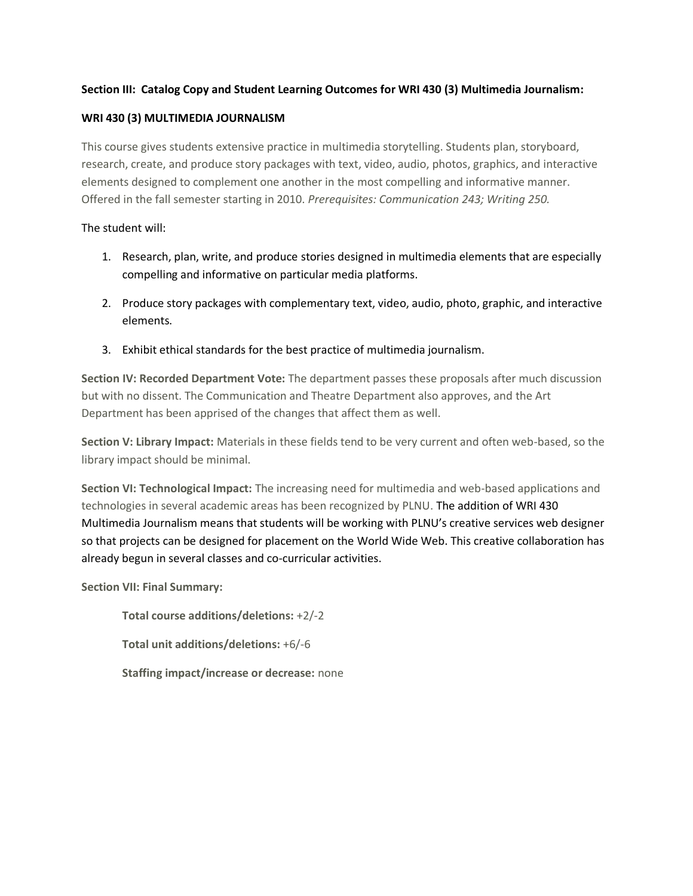**Section III: Catalog Copy and Student Learning Outcomes for WRI 430 (3) Multimedia Journalism:**

**WRI 430 (3) MULTIMEDIA JOURNALISM**

This course gives students extensive practice in multimedia storytelling. Students plan, storyboard, research, create, and produce story packages with text, video, audio, photos, graphics, and interactive elements designed to complement one another in the most compelling and informative manner. Offered in the fall semester starting in 2010. *Prerequisites: Communication 243; Writing 250.*

The student will:

1. Research, plan, write, and produce stories designed in multimedia elements that are especially compelling and informative on particular media platforms.

2. Produce story packages with complementary text, video, audio, photo, graphic, and interactive elements.

3. Exhibit ethical standards for the best practice of multimedia journalism.

**Section IV: Recorded Department Vote:** The department passes these proposals after much discussion but with no dissent. The Communication and Theatre Department also approves, and the Art Department has been apprised of the changes that affect them as well.

**Section V: Library Impact:** Materials in these fields tend to be very current and often web-based, so the library impact should be minimal.

**Section VI: Technological Impact:** The increasing need for multimedia and web-based applications and technologies in several academic areas has been recognized by PLNU. The addition of WRI 430 Multimedia Journalism means that students will be working with PLNU's creative services web designer so that projects can be designed for placement on the World Wide Web. This creative collaboration has already begun in several classes and co-curricular activities.

**Section VII: Final Summary:**

**Total course additions/deletions:** +2/-2

**Total unit additions/deletions:** +6/-6

**Staffing impact/increase or decrease:** none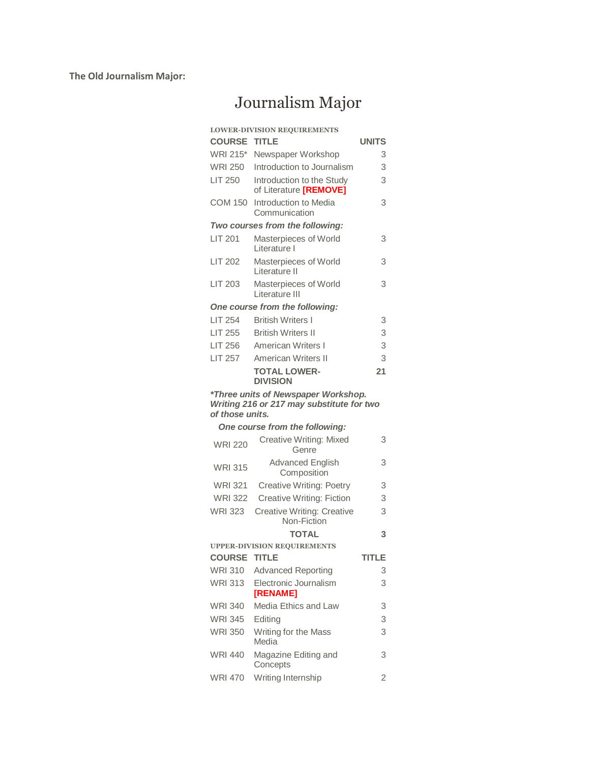**The Old Journalism Major:**

# Journalism Major

LOWER-DIVISION REQUIREMENTS

| COURSE | TITLE | UNITS |
|---|---|---|
| WRI 215* | Newspaper Workshop | 3 |
| WRI 250 | Introduction to Journalism | 3 |
| LIT 250 | Introduction to the Study of Literature [REMOVE] | 3 |
| COM 150 | Introduction to Media Communication | 3 |
| *Two courses from the following:* | | |
| LIT 201 | Masterpieces of World Literature I | 3 |
| LIT 202 | Masterpieces of World Literature II | 3 |
| LIT 203 | Masterpieces of World Literature III | 3 |
| *One course from the following:* | | |
| LIT 254 | British Writers I | 3 |
| LIT 255 | British Writers II | 3 |
| LIT 256 | American Writers I | 3 |
| LIT 257 | American Writers II | 3 |
| | **TOTAL LOWER-DIVISION** | **21** |

***Three units of Newspaper Workshop. Writing 216 or 217 may substitute for two of those units.***

| *One course from the following:* | | |
|---|---|---|
| WRI 220 | Creative Writing: Mixed Genre | 3 |
| WRI 315 | Advanced English Composition | 3 |
| WRI 321 | Creative Writing: Poetry | 3 |
| WRI 322 | Creative Writing: Fiction | 3 |
| WRI 323 | Creative Writing: Creative Non-Fiction | 3 |
| | **TOTAL** | **3** |

UPPER-DIVISION REQUIREMENTS

| COURSE | TITLE | TITLE |
|---|---|---|
| WRI 310 | Advanced Reporting | 3 |
| WRI 313 | Electronic Journalism [RENAME] | 3 |
| WRI 340 | Media Ethics and Law | 3 |
| WRI 345 | Editing | 3 |
| WRI 350 | Writing for the Mass Media | 3 |
| WRI 440 | Magazine Editing and Concepts | 3 |
| WRI 470 | Writing Internship | 2 |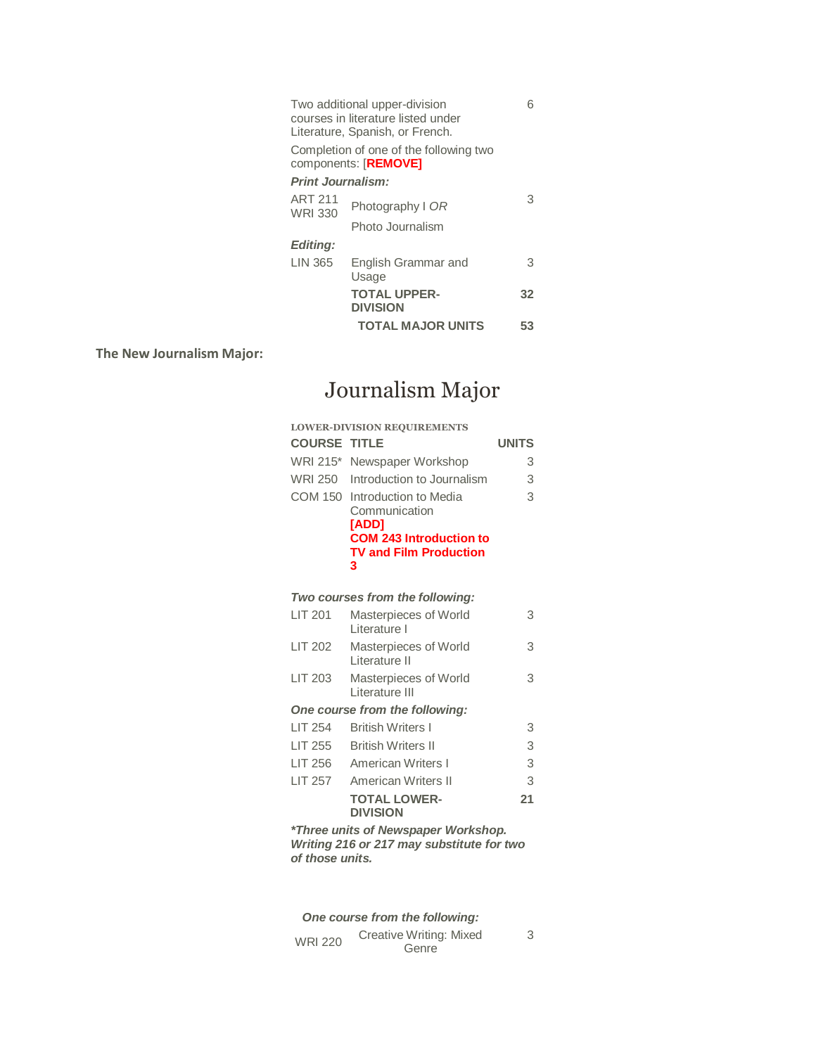| | | |
|---|---|---|
| Two additional upper-division courses in literature listed under Literature, Spanish, or French. | | 6 |
| Completion of one of the following two components: [**REMOVE]** | | |
| ***Print Journalism:*** | | |
| ART 211<br>WRI 330 | Photography I *OR*<br>Photo Journalism | 3 |
| ***Editing:*** | | |
| LIN 365 | English Grammar and Usage | 3 |
| | **TOTAL UPPER-DIVISION** | **32** |
| | **TOTAL MAJOR UNITS** | **53** |

**The New Journalism Major:**

# Journalism Major

**LOWER-DIVISION REQUIREMENTS**

| COURSE | TITLE | UNITS |
|---|---|---|
| WRI 215* | Newspaper Workshop | 3 |
| WRI 250 | Introduction to Journalism | 3 |
| COM 150 | Introduction to Media Communication<br>**[ADD]**<br>**COM 243 Introduction to TV and Film Production 3** | 3 |
| ***Two courses from the following:*** | | |
| LIT 201 | Masterpieces of World Literature I | 3 |
| LIT 202 | Masterpieces of World Literature II | 3 |
| LIT 203 | Masterpieces of World Literature III | 3 |
| ***One course from the following:*** | | |
| LIT 254 | British Writers I | 3 |
| LIT 255 | British Writers II | 3 |
| LIT 256 | American Writers I | 3 |
| LIT 257 | American Writers II | 3 |
| | **TOTAL LOWER-DIVISION** | **21** |

***\*Three units of Newspaper Workshop. Writing 216 or 217 may substitute for two of those units.***

| | | |
|---|---|---|
| ***One course from the following:*** | | |
| WRI 220 | Creative Writing: Mixed Genre | 3 |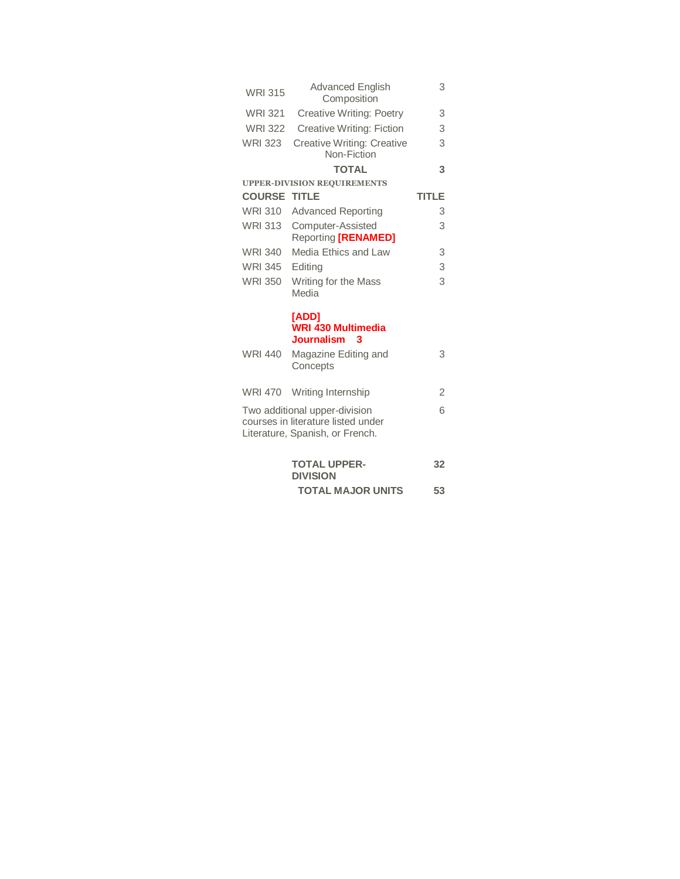| | | |
|---|---|---|
| WRI 315 | Advanced English Composition | 3 |
| WRI 321 | Creative Writing: Poetry | 3 |
| WRI 322 | Creative Writing: Fiction | 3 |
| WRI 323 | Creative Writing: Creative Non-Fiction | 3 |
| | **TOTAL** | **3** |

UPPER-DIVISION REQUIREMENTS

| **COURSE** | **TITLE** | **TITLE** |
|---|---|---|
| WRI 310 | Advanced Reporting | 3 |
| WRI 313 | Computer-Assisted Reporting **[RENAMED]** | 3 |
| WRI 340 | Media Ethics and Law | 3 |
| WRI 345 | Editing | 3 |
| WRI 350 | Writing for the Mass Media | 3 |
| | **[ADD] WRI 430 Multimedia Journalism 3** | |
| WRI 440 | Magazine Editing and Concepts | 3 |
| WRI 470 | Writing Internship | 2 |
| Two additional upper-division courses in literature listed under Literature, Spanish, or French. | | 6 |
| | **TOTAL UPPER-DIVISION** | **32** |
| | **TOTAL MAJOR UNITS** | **53** |